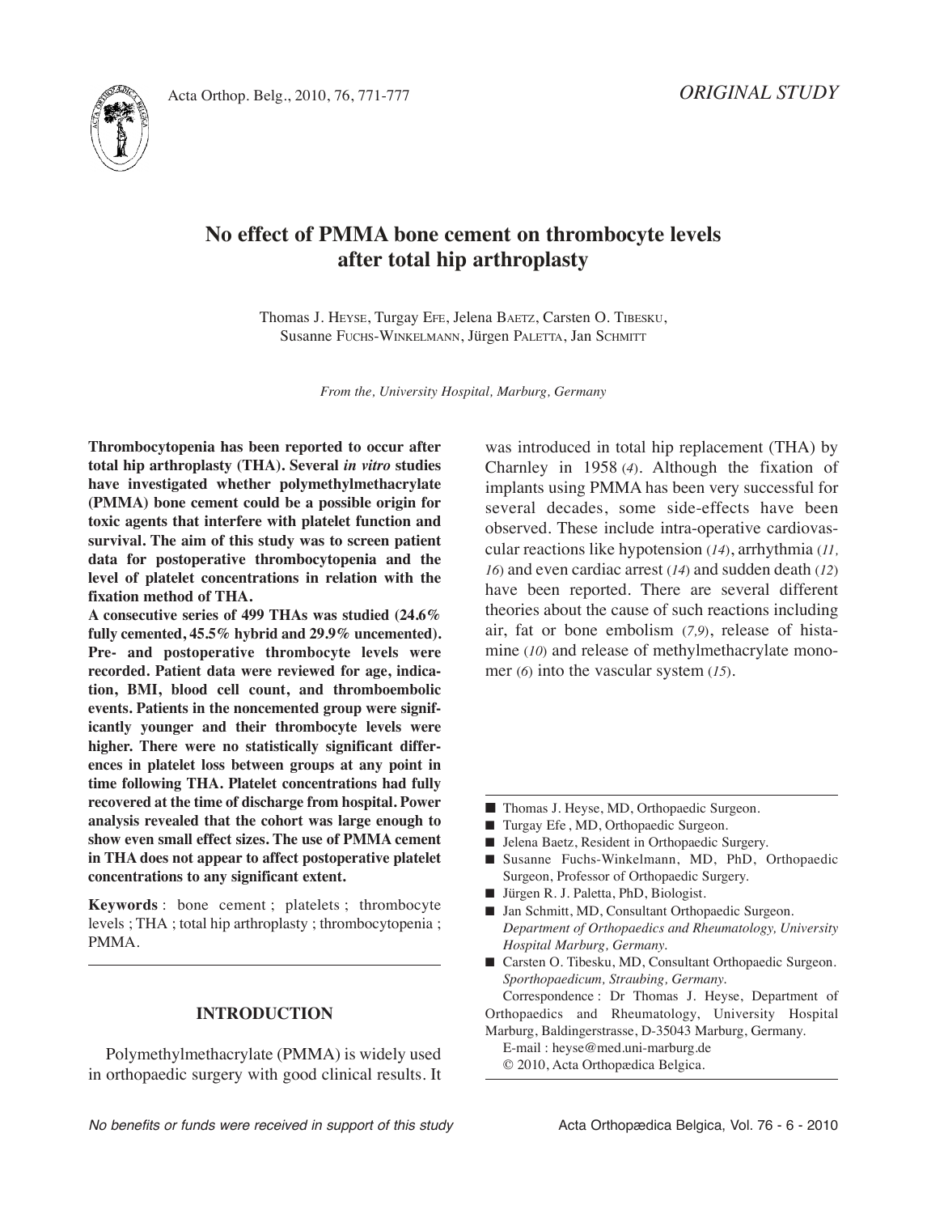*ORIGINAL STUDY*

# No effect of PMMA bone cement on thrombocyte levels after total hip arthroplasty

Thomas J. Heyse, Turgay Efe, Jelena Baetz, Carsten O. Tibesku, Susanne Fuchs-Winkelmann, Jürgen Paletta, Jan Schmitt

*From the, University Hospital, Marburg, Germany*

**Thrombocytopenia has been reported to occur after total hip arthroplasty (THA). Several *in vitro* studies have investigated whether polymethylmethacrylate (PMMA) bone cement could be a possible origin for toxic agents that interfere with platelet function and survival. The aim of this study was to screen patient data for postoperative thrombocytopenia and the level of platelet concentrations in relation with the fixation method of THA.**

**A consecutive series of 499 THAs was studied (24.6% fully cemented, 45.5% hybrid and 29.9% uncemented). Pre- and postoperative thrombocyte levels were recorded. Patient data were reviewed for age, indication, BMI, blood cell count, and thromboembolic events. Patients in the noncemented group were significantly younger and their thrombocyte levels were higher. There were no statistically significant differences in platelet loss between groups at any point in time following THA. Platelet concentrations had fully recovered at the time of discharge from hospital. Power analysis revealed that the cohort was large enough to show even small effect sizes. The use of PMMA cement in THA does not appear to affect postoperative platelet concentrations to any significant extent.**

**Keywords** : bone cement ; platelets ; thrombocyte levels ; THA ; total hip arthroplasty ; thrombocytopenia ; PMMA.

## INTRODUCTION

Polymethylmethacrylate (PMMA) is widely used in orthopaedic surgery with good clinical results. It was introduced in total hip replacement (THA) by Charnley in 1958 (*4*). Although the fixation of implants using PMMA has been very successful for several decades, some side-effects have been observed. These include intra-operative cardiovascular reactions like hypotension (*14*), arrhythmia (*11, 16*) and even cardiac arrest (*14*) and sudden death (*12*) have been reported. There are several different theories about the cause of such reactions including air, fat or bone embolism (*7,9*), release of histamine (*10*) and release of methylmethacrylate monomer (*6*) into the vascular system (*15*).

- Thomas J. Heyse, MD, Orthopaedic Surgeon.
- Turgay Efe , MD, Orthopaedic Surgeon.
- Jelena Baetz, Resident in Orthopaedic Surgery.
- Susanne Fuchs-Winkelmann, MD, PhD, Orthopaedic Surgeon, Professor of Orthopaedic Surgery.
- Jürgen R. J. Paletta, PhD, Biologist.
- Jan Schmitt, MD, Consultant Orthopaedic Surgeon.
  *Department of Orthopaedics and Rheumatology, University Hospital Marburg, Germany.*
- Carsten O. Tibesku, MD, Consultant Orthopaedic Surgeon.
  *Sporthopaedicum, Straubing, Germany.*

Correspondence : Dr Thomas J. Heyse, Department of Orthopaedics and Rheumatology, University Hospital Marburg, Baldingerstrasse, D-35043 Marburg, Germany.

E-mail : heyse@med.uni-marburg.de

© 2010, Acta Orthopædica Belgica.

*No benefits or funds were received in support of this study*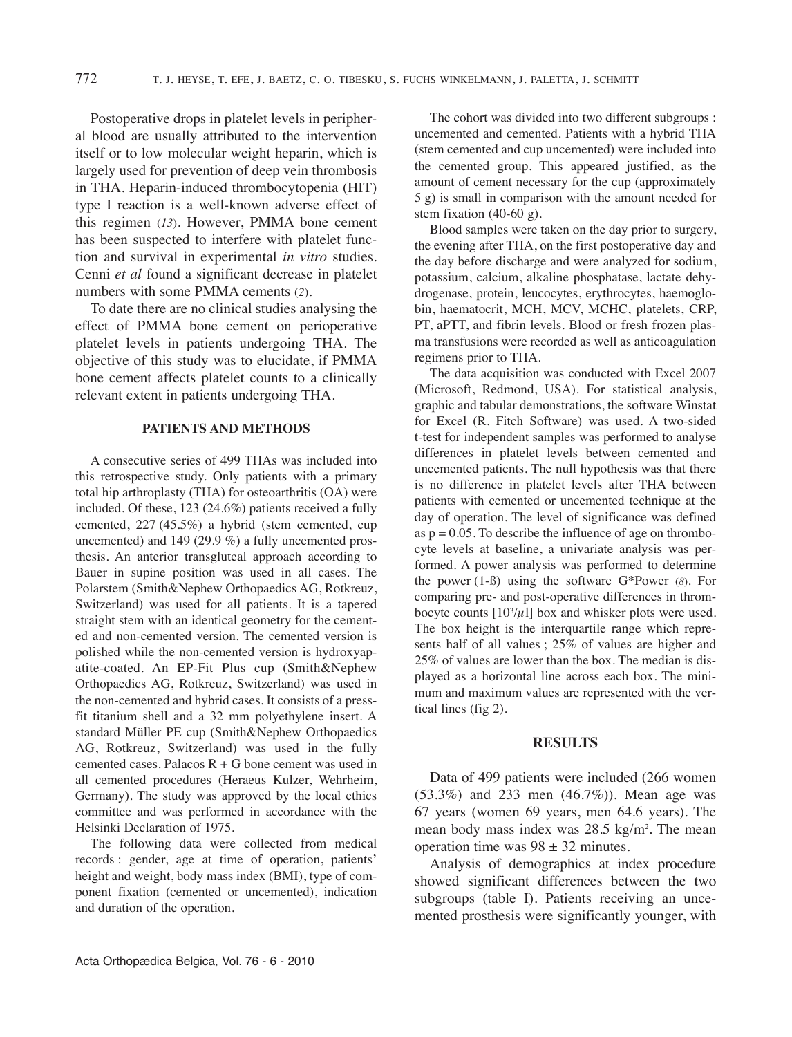Postoperative drops in platelet levels in peripheral blood are usually attributed to the intervention itself or to low molecular weight heparin, which is largely used for prevention of deep vein thrombosis in THA. Heparin-induced thrombocytopenia (HIT) type I reaction is a well-known adverse effect of this regimen (*13*). However, PMMA bone cement has been suspected to interfere with platelet function and survival in experimental *in vitro* studies. Cenni *et al* found a significant decrease in platelet numbers with some PMMA cements (*2*).

To date there are no clinical studies analysing the effect of PMMA bone cement on perioperative platelet levels in patients undergoing THA. The objective of this study was to elucidate, if PMMA bone cement affects platelet counts to a clinically relevant extent in patients undergoing THA.

## PATIENTS AND METHODS

A consecutive series of 499 THAs was included into this retrospective study. Only patients with a primary total hip arthroplasty (THA) for osteoarthritis (OA) were included. Of these, 123 (24.6%) patients received a fully cemented, 227 (45.5%) a hybrid (stem cemented, cup uncemented) and 149 (29.9 %) a fully uncemented prosthesis. An anterior transgluteal approach according to Bauer in supine position was used in all cases. The Polarstem (Smith&Nephew Orthopaedics AG, Rotkreuz, Switzerland) was used for all patients. It is a tapered straight stem with an identical geometry for the cemented and non-cemented version. The cemented version is polished while the non-cemented version is hydroxyapatite-coated. An EP-Fit Plus cup (Smith&Nephew Orthopaedics AG, Rotkreuz, Switzerland) was used in the non-cemented and hybrid cases. It consists of a press-fit titanium shell and a 32 mm polyethylene insert. A standard Müller PE cup (Smith&Nephew Orthopaedics AG, Rotkreuz, Switzerland) was used in the fully cemented cases. Palacos R + G bone cement was used in all cemented procedures (Heraeus Kulzer, Wehrheim, Germany). The study was approved by the local ethics committee and was performed in accordance with the Helsinki Declaration of 1975.

The following data were collected from medical records : gender, age at time of operation, patients' height and weight, body mass index (BMI), type of component fixation (cemented or uncemented), indication and duration of the operation.

The cohort was divided into two different subgroups : uncemented and cemented. Patients with a hybrid THA (stem cemented and cup uncemented) were included into the cemented group. This appeared justified, as the amount of cement necessary for the cup (approximately 5 g) is small in comparison with the amount needed for stem fixation (40-60 g).

Blood samples were taken on the day prior to surgery, the evening after THA, on the first postoperative day and the day before discharge and were analyzed for sodium, potassium, calcium, alkaline phosphatase, lactate dehydrogenase, protein, leucocytes, erythrocytes, haemoglobin, haematocrit, MCH, MCV, MCHC, platelets, CRP, PT, aPTT, and fibrin levels. Blood or fresh frozen plasma transfusions were recorded as well as anticoagulation regimens prior to THA.

The data acquisition was conducted with Excel 2007 (Microsoft, Redmond, USA). For statistical analysis, graphic and tabular demonstrations, the software Winstat for Excel (R. Fitch Software) was used. A two-sided t-test for independent samples was performed to analyse differences in platelet levels between cemented and uncemented patients. The null hypothesis was that there is no difference in platelet levels after THA between patients with cemented or uncemented technique at the day of operation. The level of significance was defined as $p = 0.05$. To describe the influence of age on thrombocyte levels at baseline, a univariate analysis was performed. A power analysis was performed to determine the power (1-ß) using the software G*Power (*8*). For comparing pre- and post-operative differences in thrombocyte counts [$10^3/\mu l$] box and whisker plots were used. The box height is the interquartile range which represents half of all values ; 25% of values are higher and 25% of values are lower than the box. The median is displayed as a horizontal line across each box. The minimum and maximum values are represented with the vertical lines (fig 2).

## RESULTS

Data of 499 patients were included (266 women (53.3%) and 233 men (46.7%)). Mean age was 67 years (women 69 years, men 64.6 years). The mean body mass index was 28.5 kg/m$^2$. The mean operation time was $98 \pm 32$ minutes.

Analysis of demographics at index procedure showed significant differences between the two subgroups (table I). Patients receiving an uncemented prosthesis were significantly younger, with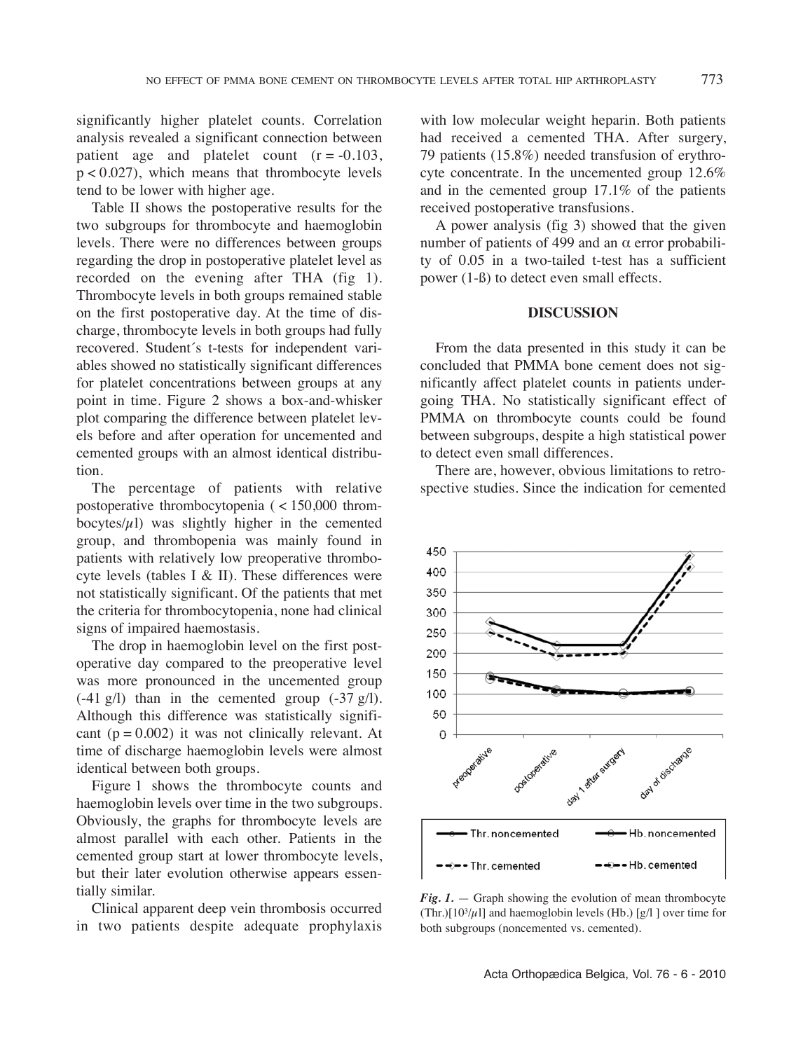significantly higher platelet counts. Correlation analysis revealed a significant connection between patient age and platelet count ($r = -0.103$, $p < 0.027$), which means that thrombocyte levels tend to be lower with higher age.

Table II shows the postoperative results for the two subgroups for thrombocyte and haemoglobin levels. There were no differences between groups regarding the drop in postoperative platelet level as recorded on the evening after THA (fig 1). Thrombocyte levels in both groups remained stable on the first postoperative day. At the time of discharge, thrombocyte levels in both groups had fully recovered. Student´s t-tests for independent variables showed no statistically significant differences for platelet concentrations between groups at any point in time. Figure 2 shows a box-and-whisker plot comparing the difference between platelet levels before and after operation for uncemented and cemented groups with an almost identical distribution.

The percentage of patients with relative postoperative thrombocytopenia ( < 150,000 thrombocytes/$\mu$l) was slightly higher in the cemented group, and thrombopenia was mainly found in patients with relatively low preoperative thrombocyte levels (tables I & II). These differences were not statistically significant. Of the patients that met the criteria for thrombocytopenia, none had clinical signs of impaired haemostasis.

The drop in haemoglobin level on the first postoperative day compared to the preoperative level was more pronounced in the uncemented group (-41 g/l) than in the cemented group (-37 g/l). Although this difference was statistically significant ($p = 0.002$) it was not clinically relevant. At time of discharge haemoglobin levels were almost identical between both groups.

Figure 1 shows the thrombocyte counts and haemoglobin levels over time in the two subgroups. Obviously, the graphs for thrombocyte levels are almost parallel with each other. Patients in the cemented group start at lower thrombocyte levels, but their later evolution otherwise appears essentially similar.

Clinical apparent deep vein thrombosis occurred in two patients despite adequate prophylaxis with low molecular weight heparin. Both patients had received a cemented THA. After surgery, 79 patients (15.8%) needed transfusion of erythrocyte concentrate. In the uncemented group 12.6% and in the cemented group 17.1% of the patients received postoperative transfusions.

A power analysis (fig 3) showed that the given number of patients of 499 and an $\alpha$ error probability of 0.05 in a two-tailed t-test has a sufficient power (1-ß) to detect even small effects.

## DISCUSSION

From the data presented in this study it can be concluded that PMMA bone cement does not significantly affect platelet counts in patients undergoing THA. No statistically significant effect of PMMA on thrombocyte counts could be found between subgroups, despite a high statistical power to detect even small differences.

There are, however, obvious limitations to retrospective studies. Since the indication for cemented

*Fig. 1.* — Graph showing the evolution of mean thrombocyte (Thr.)[$10^3/\mu$l] and haemoglobin levels (Hb.) [g/l ] over time for both subgroups (noncemented vs. cemented).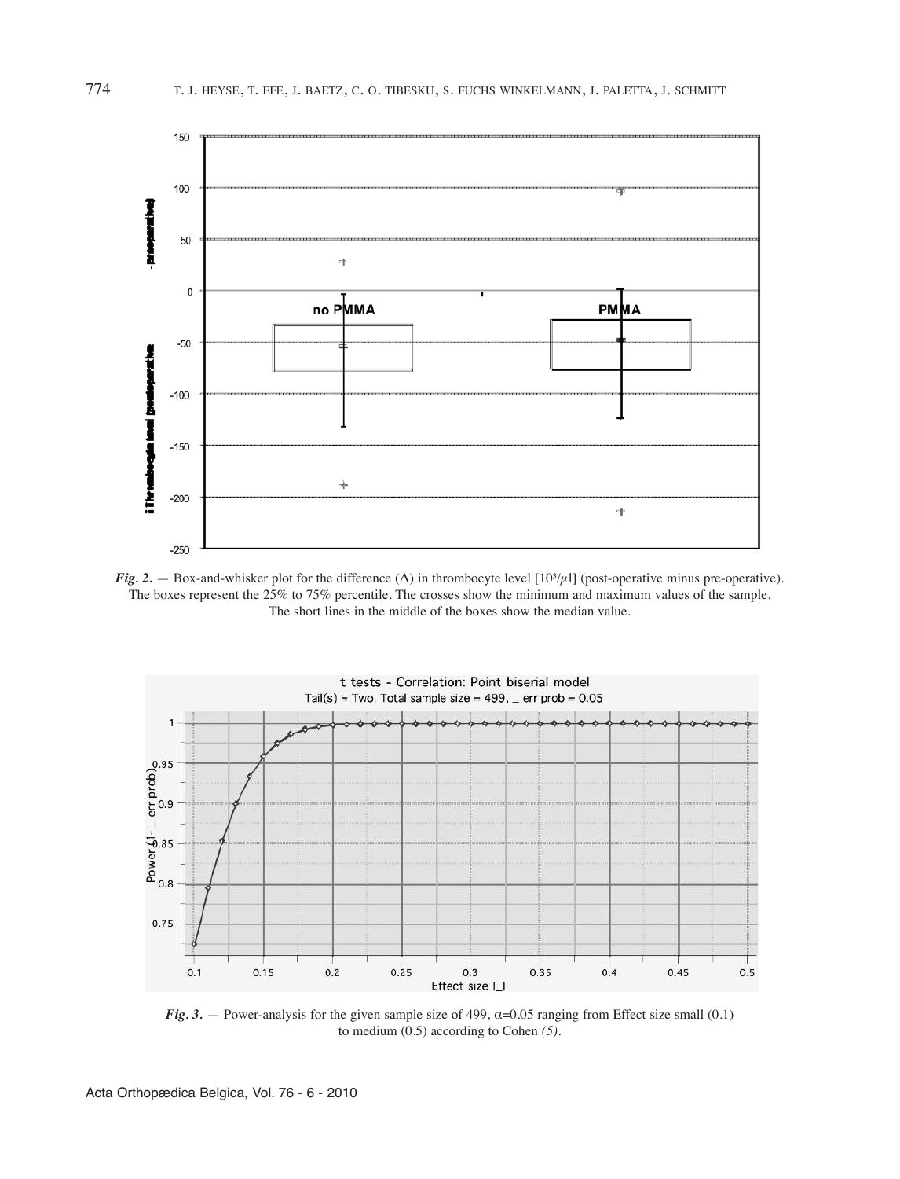*Fig. 2.* — Box-and-whisker plot for the difference (Δ) in thrombocyte level [$10^3/\mu l$] (post-operative minus pre-operative). The boxes represent the 25% to 75% percentile. The crosses show the minimum and maximum values of the sample. The short lines in the middle of the boxes show the median value.

*Fig. 3.* — Power-analysis for the given sample size of 499, $\alpha$=0.05 ranging from Effect size small (0.1) to medium (0.5) according to Cohen *(5)*.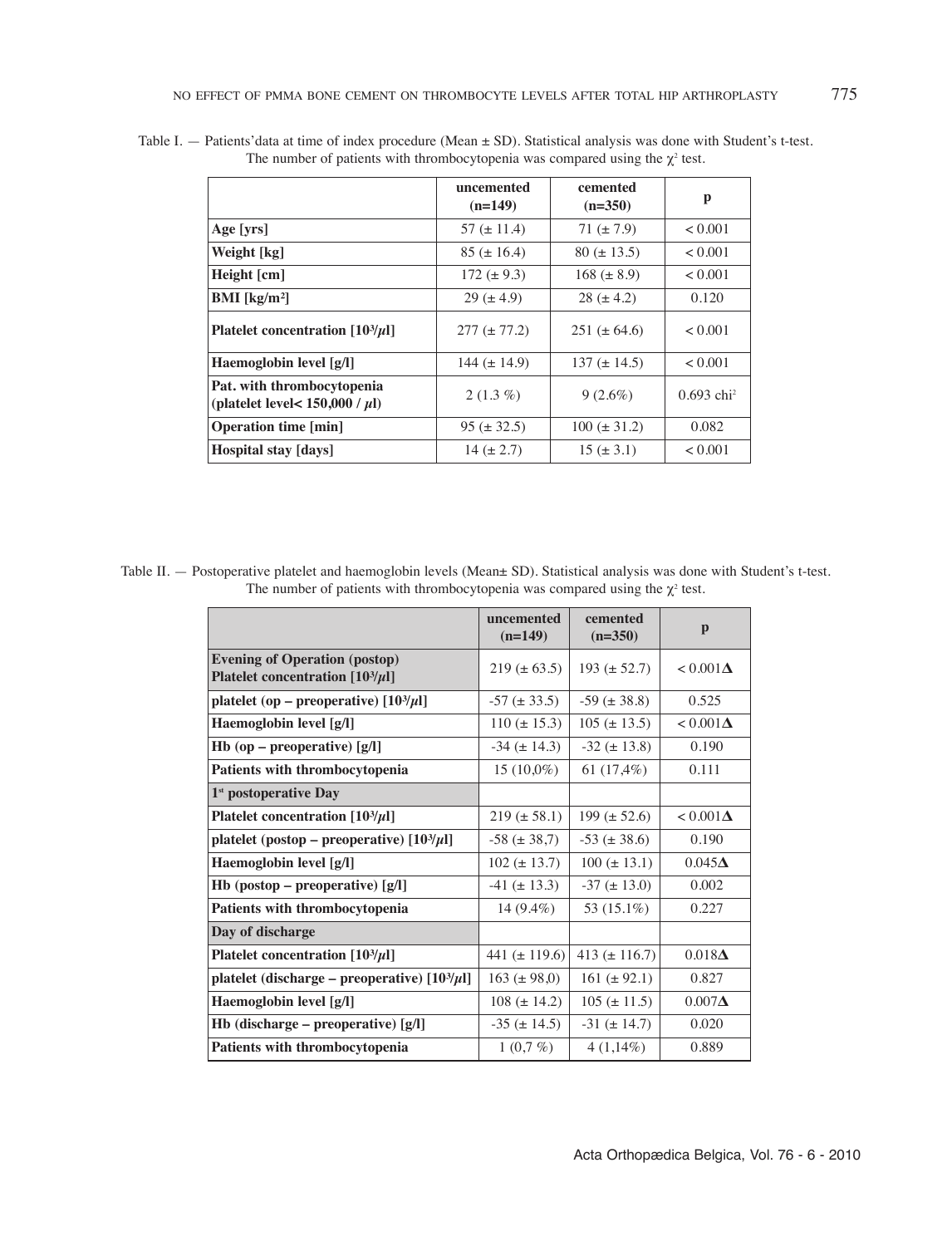Table I. — Patients'data at time of index procedure (Mean ± SD). Statistical analysis was done with Student's t-test. The number of patients with thrombocytopenia was compared using the $\chi^2$ test.

| | uncemented (n=149) | cemented (n=350) | p |
|---|---|---|---|
| **Age [yrs]** | 57 (± 11.4) | 71 (± 7.9) | < 0.001 |
| **Weight [kg]** | 85 (± 16.4) | 80 (± 13.5) | < 0.001 |
| **Height [cm]** | 172 (± 9.3) | 168 (± 8.9) | < 0.001 |
| **BMI [kg/m²]** | 29 (± 4.9) | 28 (± 4.2) | 0.120 |
| **Platelet concentration [10³/µl]** | 277 (± 77.2) | 251 (± 64.6) | < 0.001 |
| **Haemoglobin level [g/l]** | 144 (± 14.9) | 137 (± 14.5) | < 0.001 |
| **Pat. with thrombocytopenia (platelet level< 150,000 / µl)** | 2 (1.3 %) | 9 (2.6%) | 0.693 chi² |
| **Operation time [min]** | 95 (± 32.5) | 100 (± 31.2) | 0.082 |
| **Hospital stay [days]** | 14 (± 2.7) | 15 (± 3.1) | < 0.001 |

Table II. — Postoperative platelet and haemoglobin levels (Mean± SD). Statistical analysis was done with Student's t-test. The number of patients with thrombocytopenia was compared using the $\chi^2$ test.

| | uncemented (n=149) | cemented (n=350) | p |
|---|---|---|---|
| **Evening of Operation (postop) Platelet concentration [10³/µl]** | 219 (± 63.5) | 193 (± 52.7) | < 0.001Δ |
| **platelet (op – preoperative) [10³/µl]** | -57 (± 33.5) | -59 (± 38.8) | 0.525 |
| **Haemoglobin level [g/l]** | 110 (± 15.3) | 105 (± 13.5) | < 0.001Δ |
| **Hb (op – preoperative) [g/l]** | -34 (± 14.3) | -32 (± 13.8) | 0.190 |
| **Patients with thrombocytopenia** | 15 (10,0%) | 61 (17,4%) | 0.111 |
| **1st postoperative Day** | | | |
| **Platelet concentration [10³/µl]** | 219 (± 58.1) | 199 (± 52.6) | < 0.001Δ |
| **platelet (postop – preoperative) [10³/µl]** | -58 (± 38,7) | -53 (± 38.6) | 0.190 |
| **Haemoglobin level [g/l]** | 102 (± 13.7) | 100 (± 13.1) | 0.045Δ |
| **Hb (postop – preoperative) [g/l]** | -41 (± 13.3) | -37 (± 13.0) | 0.002 |
| **Patients with thrombocytopenia** | 14 (9.4%) | 53 (15.1%) | 0.227 |
| **Day of discharge** | | | |
| **Platelet concentration [10³/µl]** | 441 (± 119.6) | 413 (± 116.7) | 0.018Δ |
| **platelet (discharge – preoperative) [10³/µl]** | 163 (± 98,0) | 161 (± 92.1) | 0.827 |
| **Haemoglobin level [g/l]** | 108 (± 14.2) | 105 (± 11.5) | 0.007Δ |
| **Hb (discharge – preoperative) [g/l]** | -35 (± 14.5) | -31 (± 14.7) | 0.020 |
| **Patients with thrombocytopenia** | 1 (0,7 %) | 4 (1,14%) | 0.889 |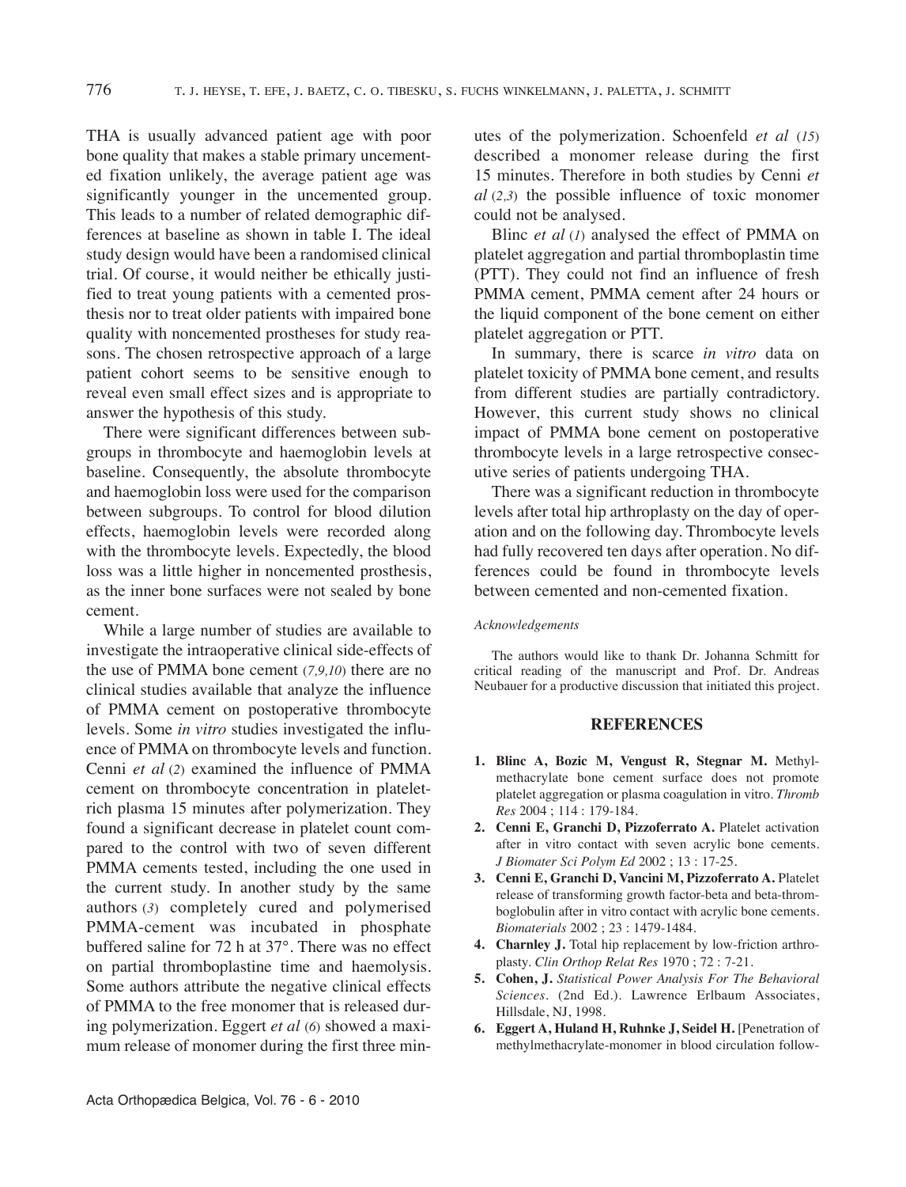THA is usually advanced patient age with poor bone quality that makes a stable primary uncemented fixation unlikely, the average patient age was significantly younger in the uncemented group. This leads to a number of related demographic differences at baseline as shown in table I. The ideal study design would have been a randomised clinical trial. Of course, it would neither be ethically justified to treat young patients with a cemented prosthesis nor to treat older patients with impaired bone quality with noncemented prostheses for study reasons. The chosen retrospective approach of a large patient cohort seems to be sensitive enough to reveal even small effect sizes and is appropriate to answer the hypothesis of this study.

There were significant differences between subgroups in thrombocyte and haemoglobin levels at baseline. Consequently, the absolute thrombocyte and haemoglobin loss were used for the comparison between subgroups. To control for blood dilution effects, haemoglobin levels were recorded along with the thrombocyte levels. Expectedly, the blood loss was a little higher in noncemented prosthesis, as the inner bone surfaces were not sealed by bone cement.

While a large number of studies are available to investigate the intraoperative clinical side-effects of the use of PMMA bone cement (*7,9,10*) there are no clinical studies available that analyze the influence of PMMA cement on postoperative thrombocyte levels. Some *in vitro* studies investigated the influence of PMMA on thrombocyte levels and function. Cenni *et al* (*2*) examined the influence of PMMA cement on thrombocyte concentration in platelet-rich plasma 15 minutes after polymerization. They found a significant decrease in platelet count compared to the control with two of seven different PMMA cements tested, including the one used in the current study. In another study by the same authors (*3*) completely cured and polymerised PMMA-cement was incubated in phosphate buffered saline for 72 h at 37°. There was no effect on partial thromboplastine time and haemolysis. Some authors attribute the negative clinical effects of PMMA to the free monomer that is released during polymerization. Eggert *et al* (*6*) showed a maximum release of monomer during the first three minutes of the polymerization. Schoenfeld *et al* (*15*) described a monomer release during the first 15 minutes. Therefore in both studies by Cenni *et al* (*2,3*) the possible influence of toxic monomer could not be analysed.

Blinc *et al* (*1*) analysed the effect of PMMA on platelet aggregation and partial thromboplastin time (PTT). They could not find an influence of fresh PMMA cement, PMMA cement after 24 hours or the liquid component of the bone cement on either platelet aggregation or PTT.

In summary, there is scarce *in vitro* data on platelet toxicity of PMMA bone cement, and results from different studies are partially contradictory. However, this current study shows no clinical impact of PMMA bone cement on postoperative thrombocyte levels in a large retrospective consecutive series of patients undergoing THA.

There was a significant reduction in thrombocyte levels after total hip arthroplasty on the day of operation and on the following day. Thrombocyte levels had fully recovered ten days after operation. No differences could be found in thrombocyte levels between cemented and non-cemented fixation.

*Acknowledgements*

The authors would like to thank Dr. Johanna Schmitt for critical reading of the manuscript and Prof. Dr. Andreas Neubauer for a productive discussion that initiated this project.

## REFERENCES

1. **Blinc A, Bozic M, Vengust R, Stegnar M.** Methylmethacrylate bone cement surface does not promote platelet aggregation or plasma coagulation in vitro. *Thromb Res* 2004 ; 114 : 179-184.
2. **Cenni E, Granchi D, Pizzoferrato A.** Platelet activation after in vitro contact with seven acrylic bone cements. *J Biomater Sci Polym Ed* 2002 ; 13 : 17-25.
3. **Cenni E, Granchi D, Vancini M, Pizzoferrato A.** Platelet release of transforming growth factor-beta and beta-thromboglobulin after in vitro contact with acrylic bone cements. *Biomaterials* 2002 ; 23 : 1479-1484.
4. **Charnley J.** Total hip replacement by low-friction arthroplasty. *Clin Orthop Relat Res* 1970 ; 72 : 7-21.
5. **Cohen, J.** *Statistical Power Analysis For The Behavioral Sciences*. (2nd Ed.). Lawrence Erlbaum Associates, Hillsdale, NJ, 1998.
6. **Eggert A, Huland H, Ruhnke J, Seidel H.** [Penetration of methylmethacrylate-monomer in blood circulation follow-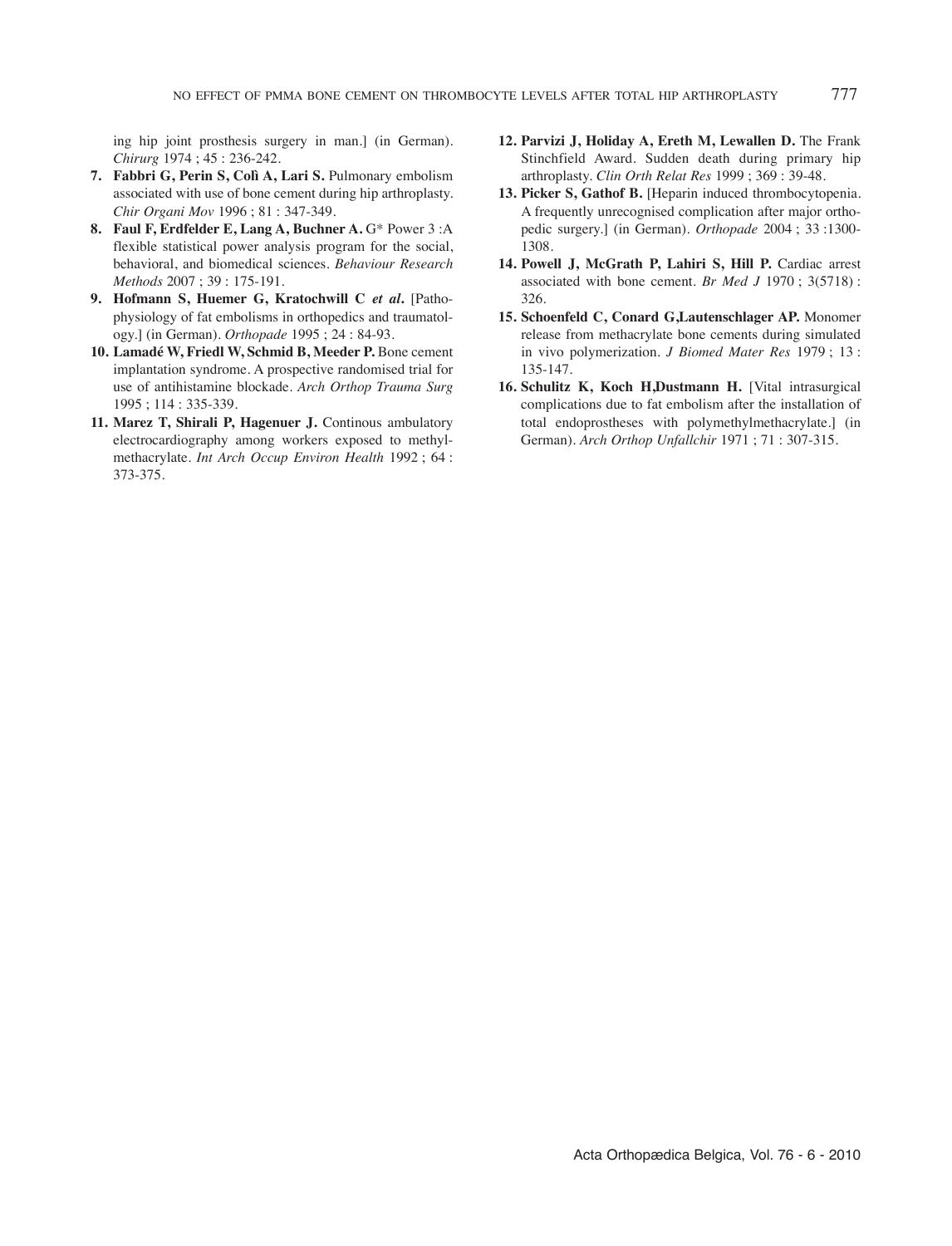ing hip joint prosthesis surgery in man.] (in German). *Chirurg* 1974 ; 45 : 236-242.

7. **Fabbri G, Perin S, Colì A, Lari S.** Pulmonary embolism associated with use of bone cement during hip arthroplasty. *Chir Organi Mov* 1996 ; 81 : 347-349.
8. **Faul F, Erdfelder E, Lang A, Buchner A.** G* Power 3 :A flexible statistical power analysis program for the social, behavioral, and biomedical sciences. *Behaviour Research Methods* 2007 ; 39 : 175-191.
9. **Hofmann S, Huemer G, Kratochwill C *et al*.** [Pathophysiology of fat embolisms in orthopedics and traumatology.] (in German). *Orthopade* 1995 ; 24 : 84-93.
10. **Lamadé W, Friedl W, Schmid B, Meeder P.** Bone cement implantation syndrome. A prospective randomised trial for use of antihistamine blockade. *Arch Orthop Trauma Surg* 1995 ; 114 : 335-339.
11. **Marez T, Shirali P, Hagenuer J.** Continous ambulatory electrocardiography among workers exposed to methylmethacrylate. *Int Arch Occup Environ Health* 1992 ; 64 : 373-375.
12. **Parvizi J, Holiday A, Ereth M, Lewallen D.** The Frank Stinchfield Award. Sudden death during primary hip arthroplasty. *Clin Orth Relat Res* 1999 ; 369 : 39-48.
13. **Picker S, Gathof B.** [Heparin induced thrombocytopenia. A frequently unrecognised complication after major orthopedic surgery.] (in German). *Orthopade* 2004 ; 33 :1300-1308.
14. **Powell J, McGrath P, Lahiri S, Hill P.** Cardiac arrest associated with bone cement. *Br Med J* 1970 ; 3(5718) : 326.
15. **Schoenfeld C, Conard G,Lautenschlager AP.** Monomer release from methacrylate bone cements during simulated in vivo polymerization. *J Biomed Mater Res* 1979 ; 13 : 135-147.
16. **Schulitz K, Koch H,Dustmann H.** [Vital intrasurgical complications due to fat embolism after the installation of total endoprostheses with polymethylmethacrylate.] (in German). *Arch Orthop Unfallchir* 1971 ; 71 : 307-315.